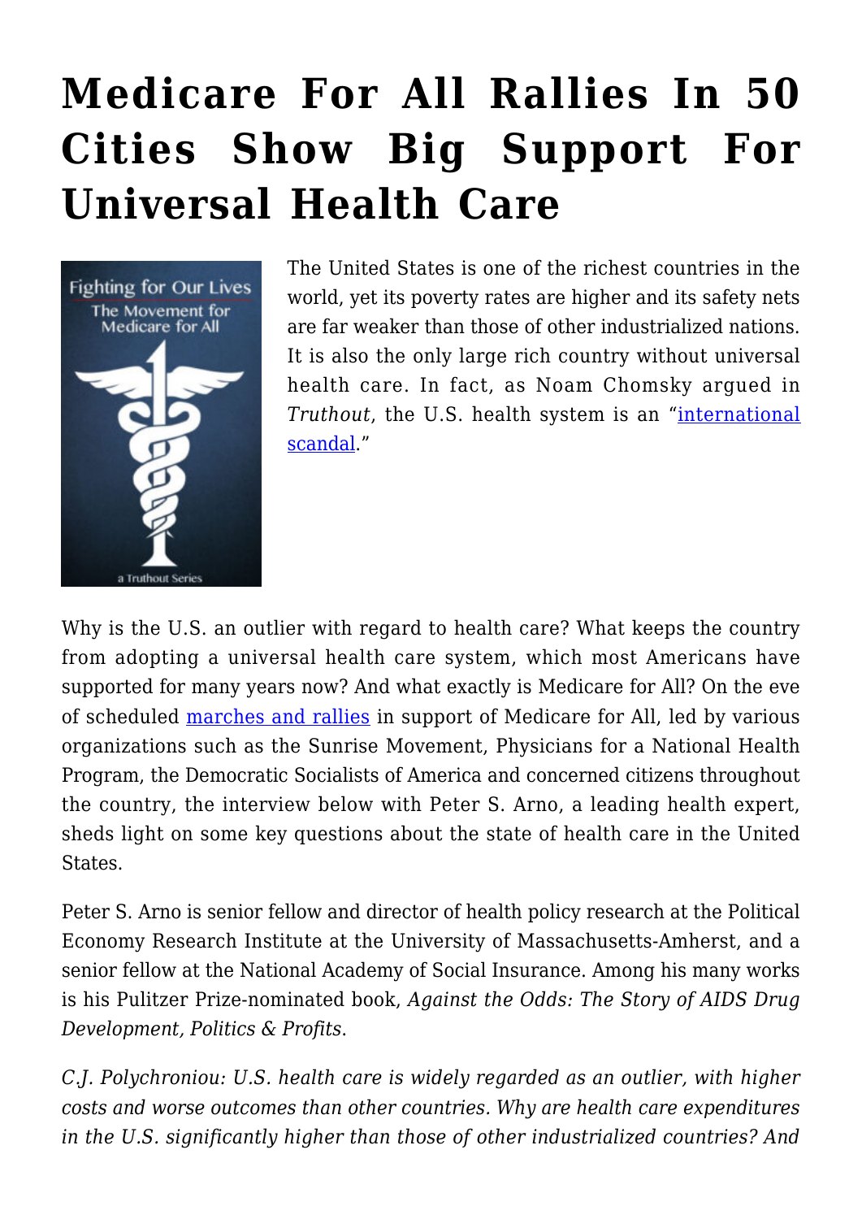# Medicare For All Rallies In 50 Cities Show Big Support For Universal Health Care

The United States is one of the richest countries in the world, yet its poverty rates are higher and its safety nets are far weaker than those of other industrialized nations. It is also the only large rich country without universal health care. In fact, as Noam Chomsky argued in *Truthout*, the U.S. health system is an "international scandal."

Why is the U.S. an outlier with regard to health care? What keeps the country from adopting a universal health care system, which most Americans have supported for many years now? And what exactly is Medicare for All? On the eve of scheduled marches and rallies in support of Medicare for All, led by various organizations such as the Sunrise Movement, Physicians for a National Health Program, the Democratic Socialists of America and concerned citizens throughout the country, the interview below with Peter S. Arno, a leading health expert, sheds light on some key questions about the state of health care in the United States.

Peter S. Arno is senior fellow and director of health policy research at the Political Economy Research Institute at the University of Massachusetts-Amherst, and a senior fellow at the National Academy of Social Insurance. Among his many works is his Pulitzer Prize-nominated book, *Against the Odds: The Story of AIDS Drug Development, Politics & Profits*.

*C.J. Polychroniou: U.S. health care is widely regarded as an outlier, with higher costs and worse outcomes than other countries. Why are health care expenditures in the U.S. significantly higher than those of other industrialized countries? And*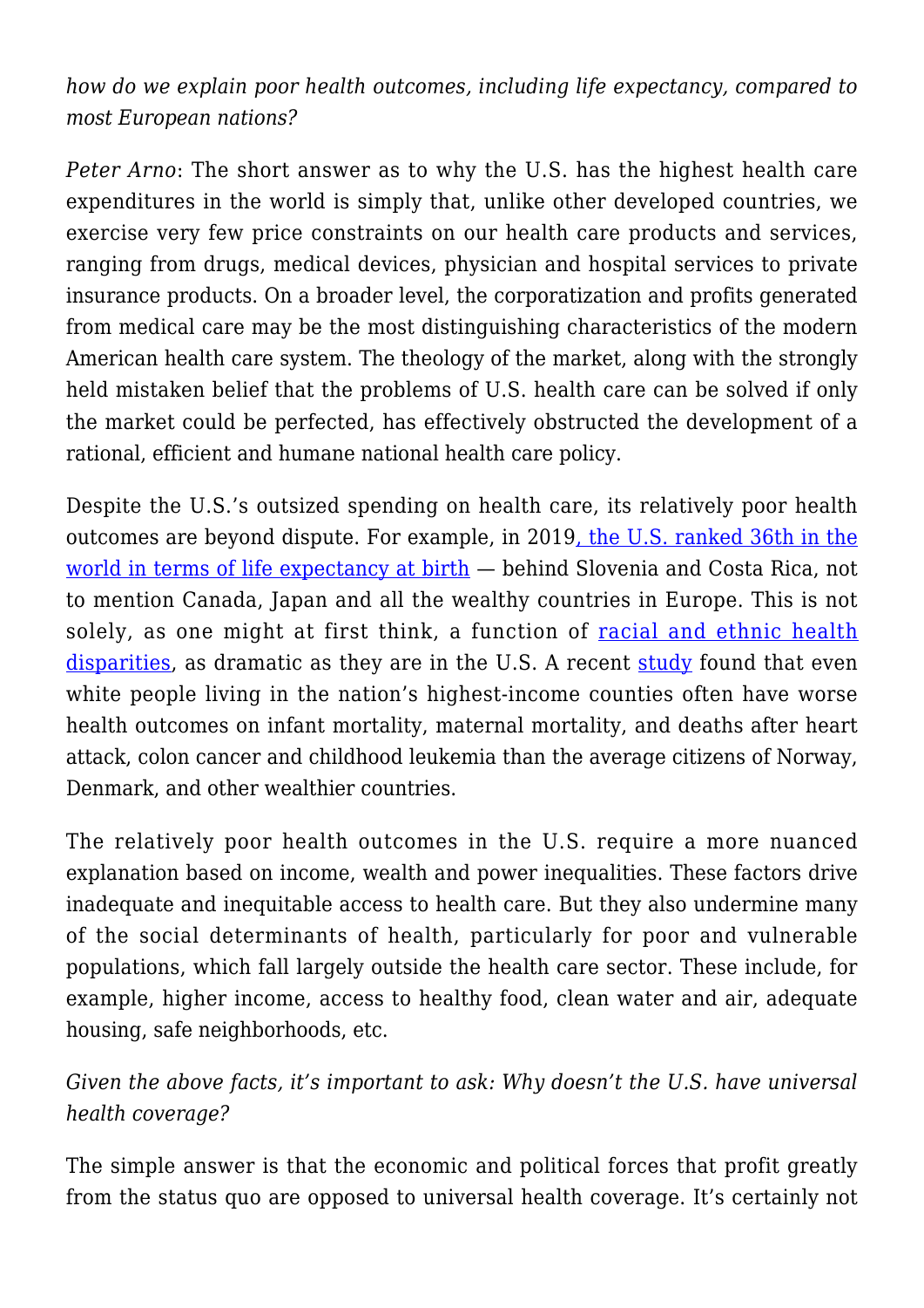*how do we explain poor health outcomes, including life expectancy, compared to most European nations?*

*Peter Arno*: The short answer as to why the U.S. has the highest health care expenditures in the world is simply that, unlike other developed countries, we exercise very few price constraints on our health care products and services, ranging from drugs, medical devices, physician and hospital services to private insurance products. On a broader level, the corporatization and profits generated from medical care may be the most distinguishing characteristics of the modern American health care system. The theology of the market, along with the strongly held mistaken belief that the problems of U.S. health care can be solved if only the market could be perfected, has effectively obstructed the development of a rational, efficient and humane national health care policy.

Despite the U.S.'s outsized spending on health care, its relatively poor health outcomes are beyond dispute. For example, in 2019, the U.S. ranked 36th in the world in terms of life expectancy at birth — behind Slovenia and Costa Rica, not to mention Canada, Japan and all the wealthy countries in Europe. This is not solely, as one might at first think, a function of racial and ethnic health disparities, as dramatic as they are in the U.S. A recent study found that even white people living in the nation's highest-income counties often have worse health outcomes on infant mortality, maternal mortality, and deaths after heart attack, colon cancer and childhood leukemia than the average citizens of Norway, Denmark, and other wealthier countries.

The relatively poor health outcomes in the U.S. require a more nuanced explanation based on income, wealth and power inequalities. These factors drive inadequate and inequitable access to health care. But they also undermine many of the social determinants of health, particularly for poor and vulnerable populations, which fall largely outside the health care sector. These include, for example, higher income, access to healthy food, clean water and air, adequate housing, safe neighborhoods, etc.

*Given the above facts, it's important to ask: Why doesn't the U.S. have universal health coverage?*

The simple answer is that the economic and political forces that profit greatly from the status quo are opposed to universal health coverage. It's certainly not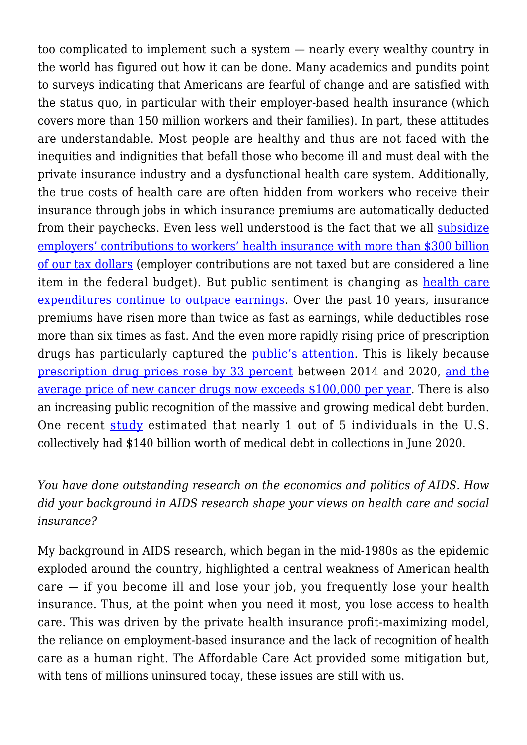too complicated to implement such a system — nearly every wealthy country in the world has figured out how it can be done. Many academics and pundits point to surveys indicating that Americans are fearful of change and are satisfied with the status quo, in particular with their employer-based health insurance (which covers more than 150 million workers and their families). In part, these attitudes are understandable. Most people are healthy and thus are not faced with the inequities and indignities that befall those who become ill and must deal with the private insurance industry and a dysfunctional health care system. Additionally, the true costs of health care are often hidden from workers who receive their insurance through jobs in which insurance premiums are automatically deducted from their paychecks. Even less well understood is the fact that we all subsidize employers' contributions to workers' health insurance with more than $300 billion of our tax dollars (employer contributions are not taxed but are considered a line item in the federal budget). But public sentiment is changing as health care expenditures continue to outpace earnings. Over the past 10 years, insurance premiums have risen more than twice as fast as earnings, while deductibles rose more than six times as fast. And the even more rapidly rising price of prescription drugs has particularly captured the public's attention. This is likely because prescription drug prices rose by 33 percent between 2014 and 2020, and the average price of new cancer drugs now exceeds $100,000 per year. There is also an increasing public recognition of the massive and growing medical debt burden. One recent study estimated that nearly 1 out of 5 individuals in the U.S. collectively had $140 billion worth of medical debt in collections in June 2020.

*You have done outstanding research on the economics and politics of AIDS. How did your background in AIDS research shape your views on health care and social insurance?*

My background in AIDS research, which began in the mid-1980s as the epidemic exploded around the country, highlighted a central weakness of American health care — if you become ill and lose your job, you frequently lose your health insurance. Thus, at the point when you need it most, you lose access to health care. This was driven by the private health insurance profit-maximizing model, the reliance on employment-based insurance and the lack of recognition of health care as a human right. The Affordable Care Act provided some mitigation but, with tens of millions uninsured today, these issues are still with us.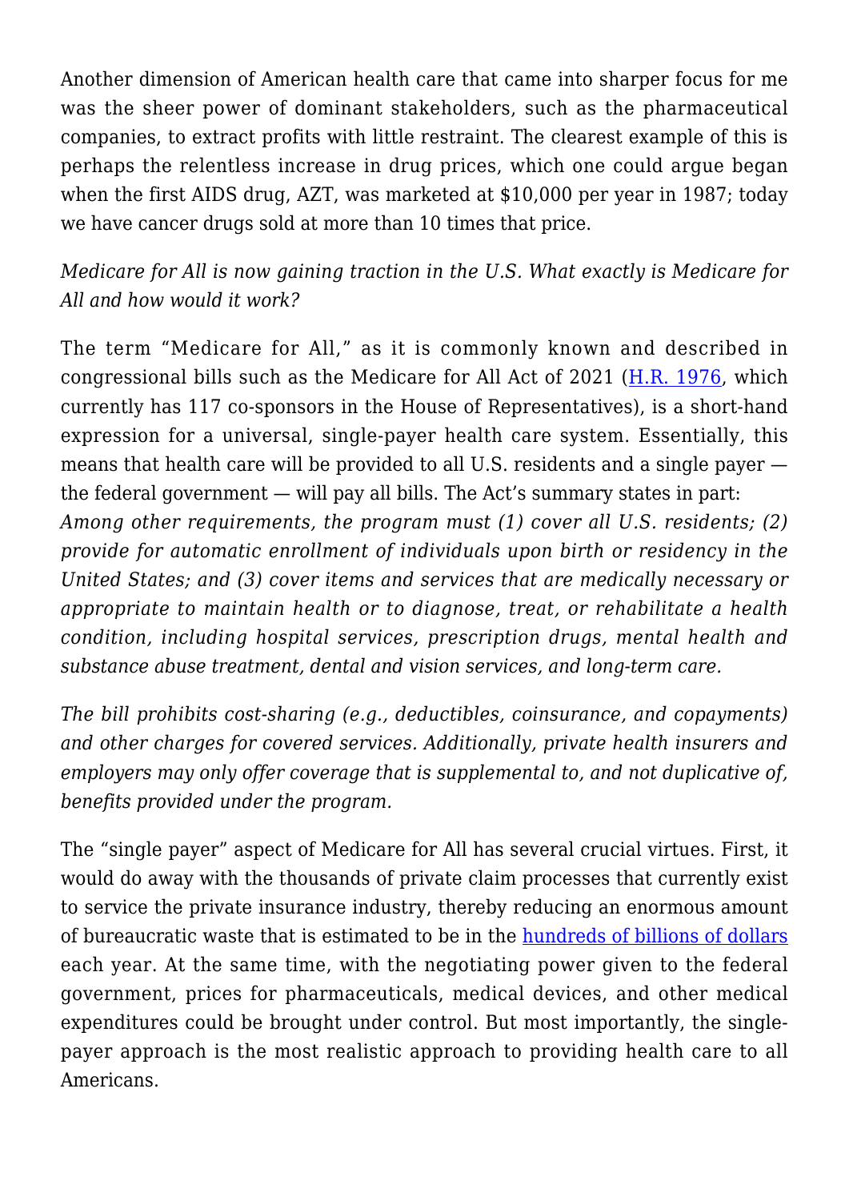Another dimension of American health care that came into sharper focus for me was the sheer power of dominant stakeholders, such as the pharmaceutical companies, to extract profits with little restraint. The clearest example of this is perhaps the relentless increase in drug prices, which one could argue began when the first AIDS drug, AZT, was marketed at $10,000 per year in 1987; today we have cancer drugs sold at more than 10 times that price.

*Medicare for All is now gaining traction in the U.S. What exactly is Medicare for All and how would it work?*

The term "Medicare for All," as it is commonly known and described in congressional bills such as the Medicare for All Act of 2021 (H.R. 1976, which currently has 117 co-sponsors in the House of Representatives), is a short-hand expression for a universal, single-payer health care system. Essentially, this means that health care will be provided to all U.S. residents and a single payer — the federal government — will pay all bills. The Act's summary states in part:

*Among other requirements, the program must (1) cover all U.S. residents; (2) provide for automatic enrollment of individuals upon birth or residency in the United States; and (3) cover items and services that are medically necessary or appropriate to maintain health or to diagnose, treat, or rehabilitate a health condition, including hospital services, prescription drugs, mental health and substance abuse treatment, dental and vision services, and long-term care.*

*The bill prohibits cost-sharing (e.g., deductibles, coinsurance, and copayments) and other charges for covered services. Additionally, private health insurers and employers may only offer coverage that is supplemental to, and not duplicative of, benefits provided under the program.*

The "single payer" aspect of Medicare for All has several crucial virtues. First, it would do away with the thousands of private claim processes that currently exist to service the private insurance industry, thereby reducing an enormous amount of bureaucratic waste that is estimated to be in the hundreds of billions of dollars each year. At the same time, with the negotiating power given to the federal government, prices for pharmaceuticals, medical devices, and other medical expenditures could be brought under control. But most importantly, the single-payer approach is the most realistic approach to providing health care to all Americans.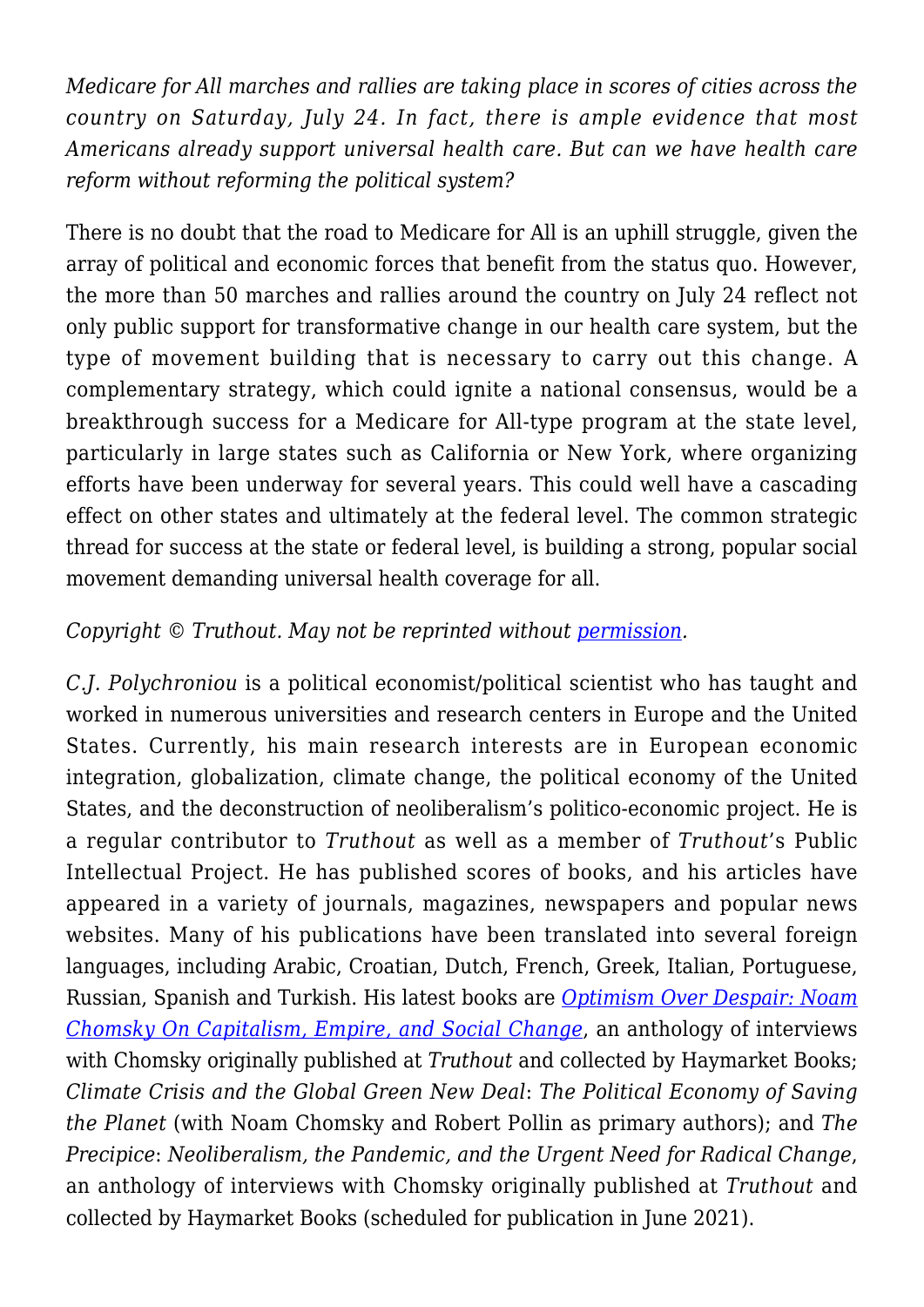*Medicare for All marches and rallies are taking place in scores of cities across the country on Saturday, July 24. In fact, there is ample evidence that most Americans already support universal health care. But can we have health care reform without reforming the political system?*

There is no doubt that the road to Medicare for All is an uphill struggle, given the array of political and economic forces that benefit from the status quo. However, the more than 50 marches and rallies around the country on July 24 reflect not only public support for transformative change in our health care system, but the type of movement building that is necessary to carry out this change. A complementary strategy, which could ignite a national consensus, would be a breakthrough success for a Medicare for All-type program at the state level, particularly in large states such as California or New York, where organizing efforts have been underway for several years. This could well have a cascading effect on other states and ultimately at the federal level. The common strategic thread for success at the state or federal level, is building a strong, popular social movement demanding universal health coverage for all.

*Copyright © Truthout. May not be reprinted without [permission](permission).*

*C.J. Polychroniou* is a political economist/political scientist who has taught and worked in numerous universities and research centers in Europe and the United States. Currently, his main research interests are in European economic integration, globalization, climate change, the political economy of the United States, and the deconstruction of neoliberalism's politico-economic project. He is a regular contributor to *Truthout* as well as a member of *Truthout*'s Public Intellectual Project. He has published scores of books, and his articles have appeared in a variety of journals, magazines, newspapers and popular news websites. Many of his publications have been translated into several foreign languages, including Arabic, Croatian, Dutch, French, Greek, Italian, Portuguese, Russian, Spanish and Turkish. His latest books are *[Optimism Over Despair: Noam Chomsky On Capitalism, Empire, and Social Change](Optimism Over Despair: Noam Chomsky On Capitalism, Empire, and Social Change)*, an anthology of interviews with Chomsky originally published at *Truthout* and collected by Haymarket Books; *Climate Crisis and the Global Green New Deal*: *The Political Economy of Saving the Planet* (with Noam Chomsky and Robert Pollin as primary authors); and *The Precipice*: *Neoliberalism, the Pandemic, and the Urgent Need for Radical Change*, an anthology of interviews with Chomsky originally published at *Truthout* and collected by Haymarket Books (scheduled for publication in June 2021).